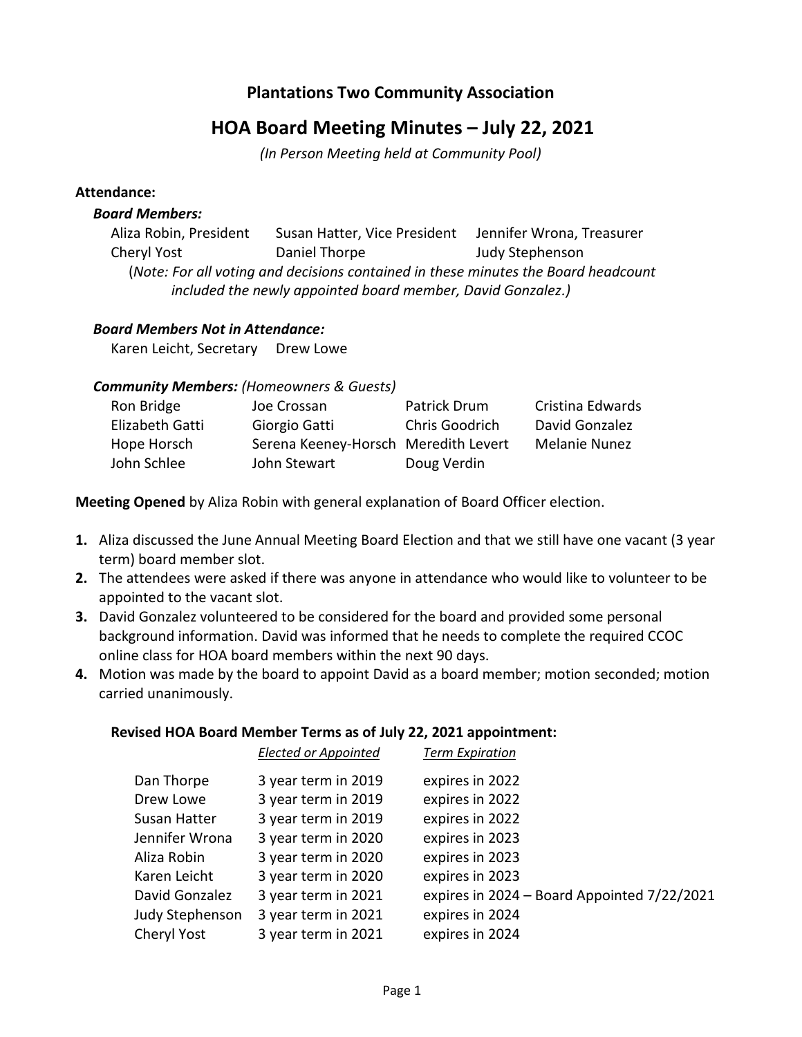# Plantations Two Community Association

## HOA Board Meeting Minutes – July 22, 2021

*(In Person Meeting held at Community Pool)*

**Attendance:**

***Board Members:***

| | | |
|---|---|---|
| Aliza Robin, President | Susan Hatter, Vice President | Jennifer Wrona, Treasurer |
| Cheryl Yost | Daniel Thorpe | Judy Stephenson |

(*Note: For all voting and decisions contained in these minutes the Board headcount included the newly appointed board member, David Gonzalez.)*

***Board Members Not in Attendance:***

Karen Leicht, Secretary Drew Lowe

***Community Members:*** *(Homeowners & Guests)*

| | | | |
|---|---|---|---|
| Ron Bridge | Joe Crossan | Patrick Drum | Cristina Edwards |
| Elizabeth Gatti | Giorgio Gatti | Chris Goodrich | David Gonzalez |
| Hope Horsch | Serena Keeney-Horsch | Meredith Levert | Melanie Nunez |
| John Schlee | John Stewart | Doug Verdin | |

**Meeting Opened** by Aliza Robin with general explanation of Board Officer election.

1. Aliza discussed the June Annual Meeting Board Election and that we still have one vacant (3 year term) board member slot.
2. The attendees were asked if there was anyone in attendance who would like to volunteer to be appointed to the vacant slot.
3. David Gonzalez volunteered to be considered for the board and provided some personal background information. David was informed that he needs to complete the required CCOC online class for HOA board members within the next 90 days.
4. Motion was made by the board to appoint David as a board member; motion seconded; motion carried unanimously.

**Revised HOA Board Member Terms as of July 22, 2021 appointment:**

| | *Elected or Appointed* | *Term Expiration* |
|---|---|---|
| Dan Thorpe | 3 year term in 2019 | expires in 2022 |
| Drew Lowe | 3 year term in 2019 | expires in 2022 |
| Susan Hatter | 3 year term in 2019 | expires in 2022 |
| Jennifer Wrona | 3 year term in 2020 | expires in 2023 |
| Aliza Robin | 3 year term in 2020 | expires in 2023 |
| Karen Leicht | 3 year term in 2020 | expires in 2023 |
| David Gonzalez | 3 year term in 2021 | expires in 2024 – Board Appointed 7/22/2021 |
| Judy Stephenson | 3 year term in 2021 | expires in 2024 |
| Cheryl Yost | 3 year term in 2021 | expires in 2024 |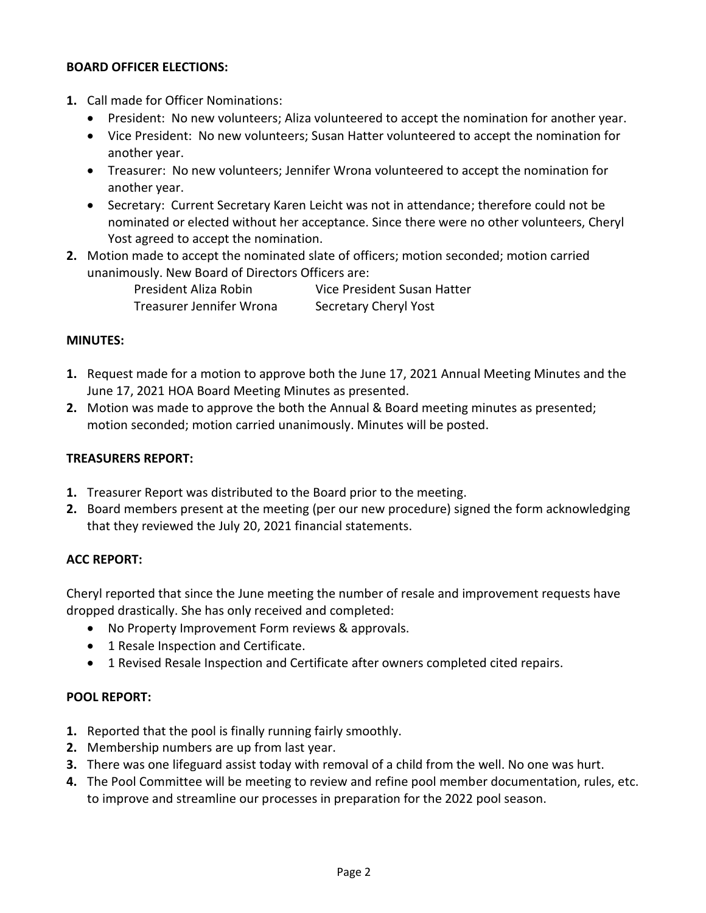**BOARD OFFICER ELECTIONS:**

1. Call made for Officer Nominations:
   - President: No new volunteers; Aliza volunteered to accept the nomination for another year.
   - Vice President: No new volunteers; Susan Hatter volunteered to accept the nomination for another year.
   - Treasurer: No new volunteers; Jennifer Wrona volunteered to accept the nomination for another year.
   - Secretary: Current Secretary Karen Leicht was not in attendance; therefore could not be nominated or elected without her acceptance. Since there were no other volunteers, Cheryl Yost agreed to accept the nomination.
2. Motion made to accept the nominated slate of officers; motion seconded; motion carried unanimously. New Board of Directors Officers are:

   President Aliza Robin    Vice President Susan Hatter
   Treasurer Jennifer Wrona    Secretary Cheryl Yost

**MINUTES:**

1. Request made for a motion to approve both the June 17, 2021 Annual Meeting Minutes and the June 17, 2021 HOA Board Meeting Minutes as presented.
2. Motion was made to approve the both the Annual & Board meeting minutes as presented; motion seconded; motion carried unanimously. Minutes will be posted.

**TREASURERS REPORT:**

1. Treasurer Report was distributed to the Board prior to the meeting.
2. Board members present at the meeting (per our new procedure) signed the form acknowledging that they reviewed the July 20, 2021 financial statements.

**ACC REPORT:**

Cheryl reported that since the June meeting the number of resale and improvement requests have dropped drastically. She has only received and completed:

- No Property Improvement Form reviews & approvals.
- 1 Resale Inspection and Certificate.
- 1 Revised Resale Inspection and Certificate after owners completed cited repairs.

**POOL REPORT:**

1. Reported that the pool is finally running fairly smoothly.
2. Membership numbers are up from last year.
3. There was one lifeguard assist today with removal of a child from the well. No one was hurt.
4. The Pool Committee will be meeting to review and refine pool member documentation, rules, etc. to improve and streamline our processes in preparation for the 2022 pool season.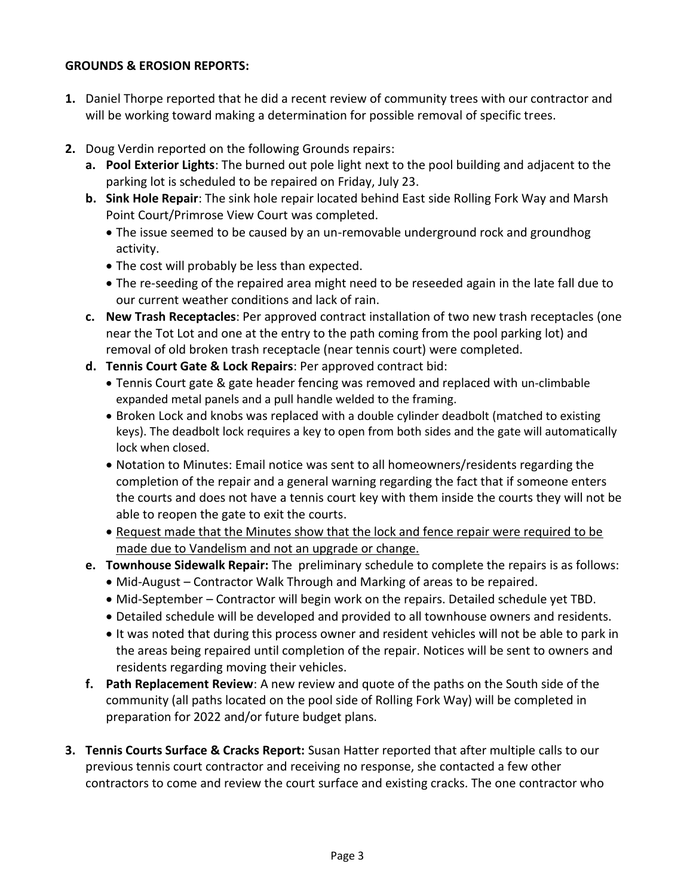**GROUNDS & EROSION REPORTS:**

1. Daniel Thorpe reported that he did a recent review of community trees with our contractor and will be working toward making a determination for possible removal of specific trees.

2. Doug Verdin reported on the following Grounds repairs:
   a. **Pool Exterior Lights**: The burned out pole light next to the pool building and adjacent to the parking lot is scheduled to be repaired on Friday, July 23.
   b. **Sink Hole Repair**: The sink hole repair located behind East side Rolling Fork Way and Marsh Point Court/Primrose View Court was completed.
      - The issue seemed to be caused by an un-removable underground rock and groundhog activity.
      - The cost will probably be less than expected.
      - The re-seeding of the repaired area might need to be reseeded again in the late fall due to our current weather conditions and lack of rain.
   c. **New Trash Receptacles**: Per approved contract installation of two new trash receptacles (one near the Tot Lot and one at the entry to the path coming from the pool parking lot) and removal of old broken trash receptacle (near tennis court) were completed.
   d. **Tennis Court Gate & Lock Repairs**: Per approved contract bid:
      - Tennis Court gate & gate header fencing was removed and replaced with un-climbable expanded metal panels and a pull handle welded to the framing.
      - Broken Lock and knobs was replaced with a double cylinder deadbolt (matched to existing keys). The deadbolt lock requires a key to open from both sides and the gate will automatically lock when closed.
      - Notation to Minutes: Email notice was sent to all homeowners/residents regarding the completion of the repair and a general warning regarding the fact that if someone enters the courts and does not have a tennis court key with them inside the courts they will not be able to reopen the gate to exit the courts.
      - <u>Request made that the Minutes show that the lock and fence repair were required to be made due to Vandelism and not an upgrade or change.</u>
   e. **Townhouse Sidewalk Repair:** The preliminary schedule to complete the repairs is as follows:
      - Mid-August – Contractor Walk Through and Marking of areas to be repaired.
      - Mid-September – Contractor will begin work on the repairs. Detailed schedule yet TBD.
      - Detailed schedule will be developed and provided to all townhouse owners and residents.
      - It was noted that during this process owner and resident vehicles will not be able to park in the areas being repaired until completion of the repair. Notices will be sent to owners and residents regarding moving their vehicles.
   f. **Path Replacement Review**: A new review and quote of the paths on the South side of the community (all paths located on the pool side of Rolling Fork Way) will be completed in preparation for 2022 and/or future budget plans.

3. **Tennis Courts Surface & Cracks Report:** Susan Hatter reported that after multiple calls to our previous tennis court contractor and receiving no response, she contacted a few other contractors to come and review the court surface and existing cracks. The one contractor who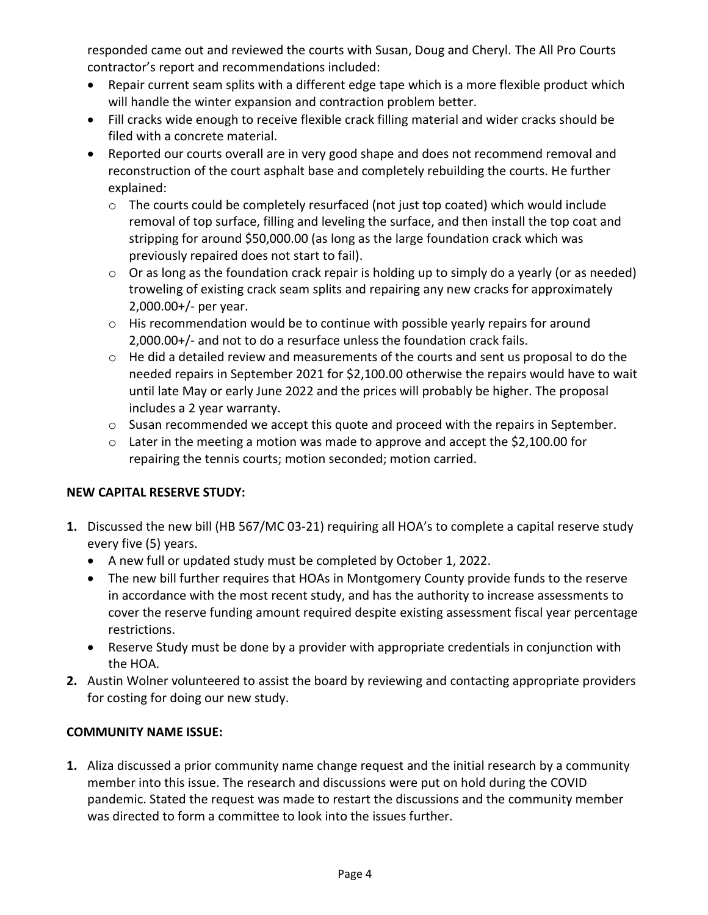responded came out and reviewed the courts with Susan, Doug and Cheryl. The All Pro Courts contractor's report and recommendations included:

- Repair current seam splits with a different edge tape which is a more flexible product which will handle the winter expansion and contraction problem better.
- Fill cracks wide enough to receive flexible crack filling material and wider cracks should be filed with a concrete material.
- Reported our courts overall are in very good shape and does not recommend removal and reconstruction of the court asphalt base and completely rebuilding the courts. He further explained:
  - The courts could be completely resurfaced (not just top coated) which would include removal of top surface, filling and leveling the surface, and then install the top coat and stripping for around $50,000.00 (as long as the large foundation crack which was previously repaired does not start to fail).
  - Or as long as the foundation crack repair is holding up to simply do a yearly (or as needed) troweling of existing crack seam splits and repairing any new cracks for approximately 2,000.00+/- per year.
  - His recommendation would be to continue with possible yearly repairs for around 2,000.00+/- and not to do a resurface unless the foundation crack fails.
  - He did a detailed review and measurements of the courts and sent us proposal to do the needed repairs in September 2021 for $2,100.00 otherwise the repairs would have to wait until late May or early June 2022 and the prices will probably be higher. The proposal includes a 2 year warranty.
  - Susan recommended we accept this quote and proceed with the repairs in September.
  - Later in the meeting a motion was made to approve and accept the $2,100.00 for repairing the tennis courts; motion seconded; motion carried.

**NEW CAPITAL RESERVE STUDY:**

1. Discussed the new bill (HB 567/MC 03-21) requiring all HOA's to complete a capital reserve study every five (5) years.
   - A new full or updated study must be completed by October 1, 2022.
   - The new bill further requires that HOAs in Montgomery County provide funds to the reserve in accordance with the most recent study, and has the authority to increase assessments to cover the reserve funding amount required despite existing assessment fiscal year percentage restrictions.
   - Reserve Study must be done by a provider with appropriate credentials in conjunction with the HOA.
2. Austin Wolner volunteered to assist the board by reviewing and contacting appropriate providers for costing for doing our new study.

**COMMUNITY NAME ISSUE:**

1. Aliza discussed a prior community name change request and the initial research by a community member into this issue. The research and discussions were put on hold during the COVID pandemic. Stated the request was made to restart the discussions and the community member was directed to form a committee to look into the issues further.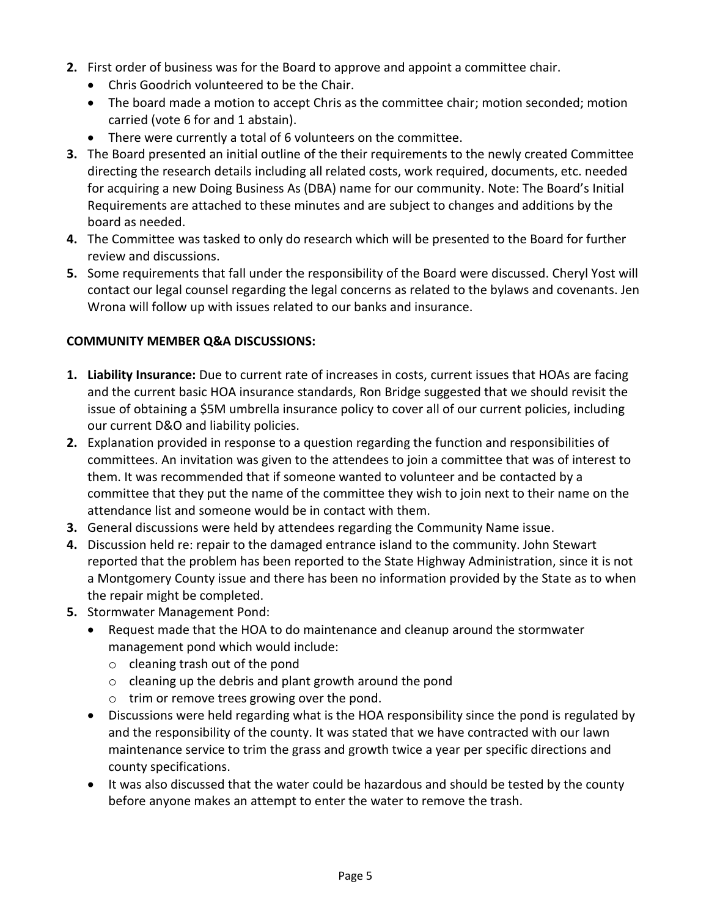2. First order of business was for the Board to approve and appoint a committee chair.
   - Chris Goodrich volunteered to be the Chair.
   - The board made a motion to accept Chris as the committee chair; motion seconded; motion carried (vote 6 for and 1 abstain).
   - There were currently a total of 6 volunteers on the committee.
3. The Board presented an initial outline of the their requirements to the newly created Committee directing the research details including all related costs, work required, documents, etc. needed for acquiring a new Doing Business As (DBA) name for our community. Note: The Board's Initial Requirements are attached to these minutes and are subject to changes and additions by the board as needed.
4. The Committee was tasked to only do research which will be presented to the Board for further review and discussions.
5. Some requirements that fall under the responsibility of the Board were discussed. Cheryl Yost will contact our legal counsel regarding the legal concerns as related to the bylaws and covenants. Jen Wrona will follow up with issues related to our banks and insurance.

**COMMUNITY MEMBER Q&A DISCUSSIONS:**

1. **Liability Insurance:** Due to current rate of increases in costs, current issues that HOAs are facing and the current basic HOA insurance standards, Ron Bridge suggested that we should revisit the issue of obtaining a $5M umbrella insurance policy to cover all of our current policies, including our current D&O and liability policies.
2. Explanation provided in response to a question regarding the function and responsibilities of committees. An invitation was given to the attendees to join a committee that was of interest to them. It was recommended that if someone wanted to volunteer and be contacted by a committee that they put the name of the committee they wish to join next to their name on the attendance list and someone would be in contact with them.
3. General discussions were held by attendees regarding the Community Name issue.
4. Discussion held re: repair to the damaged entrance island to the community. John Stewart reported that the problem has been reported to the State Highway Administration, since it is not a Montgomery County issue and there has been no information provided by the State as to when the repair might be completed.
5. Stormwater Management Pond:
   - Request made that the HOA to do maintenance and cleanup around the stormwater management pond which would include:
     - cleaning trash out of the pond
     - cleaning up the debris and plant growth around the pond
     - trim or remove trees growing over the pond.
   - Discussions were held regarding what is the HOA responsibility since the pond is regulated by and the responsibility of the county. It was stated that we have contracted with our lawn maintenance service to trim the grass and growth twice a year per specific directions and county specifications.
   - It was also discussed that the water could be hazardous and should be tested by the county before anyone makes an attempt to enter the water to remove the trash.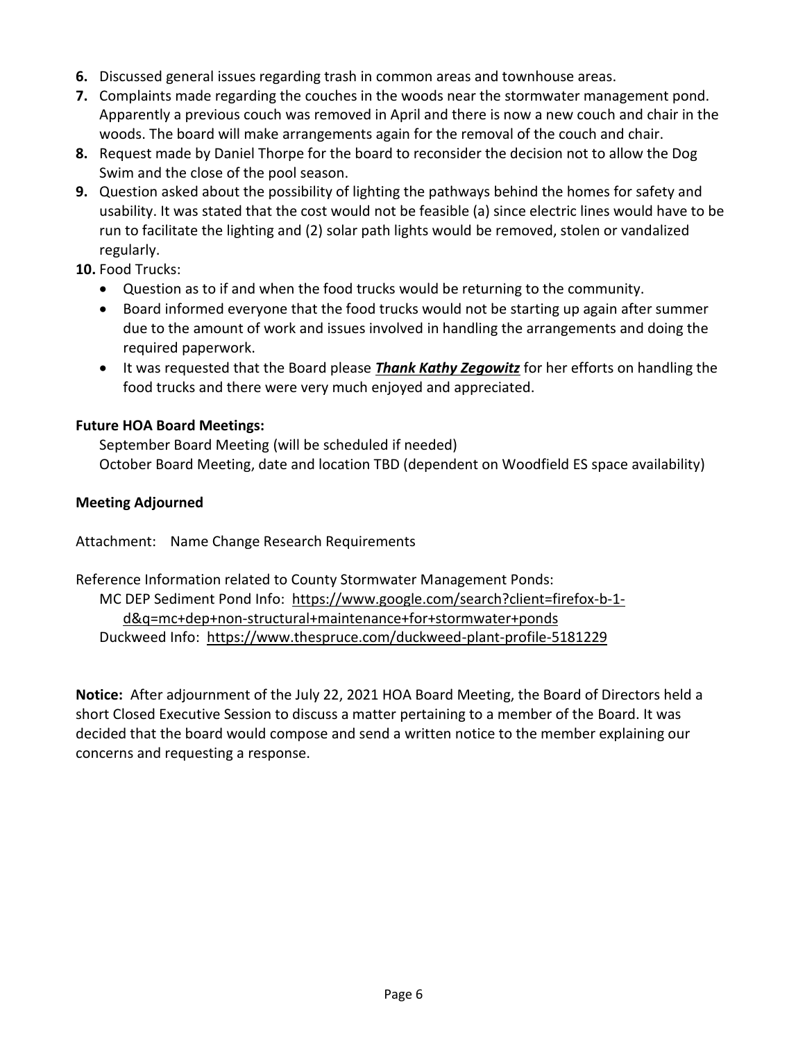6. Discussed general issues regarding trash in common areas and townhouse areas.
7. Complaints made regarding the couches in the woods near the stormwater management pond. Apparently a previous couch was removed in April and there is now a new couch and chair in the woods. The board will make arrangements again for the removal of the couch and chair.
8. Request made by Daniel Thorpe for the board to reconsider the decision not to allow the Dog Swim and the close of the pool season.
9. Question asked about the possibility of lighting the pathways behind the homes for safety and usability. It was stated that the cost would not be feasible (a) since electric lines would have to be run to facilitate the lighting and (2) solar path lights would be removed, stolen or vandalized regularly.
10. Food Trucks:
    - Question as to if and when the food trucks would be returning to the community.
    - Board informed everyone that the food trucks would not be starting up again after summer due to the amount of work and issues involved in handling the arrangements and doing the required paperwork.
    - It was requested that the Board please ***<u>Thank Kathy Zegowitz</u>*** for her efforts on handling the food trucks and there were very much enjoyed and appreciated.

**Future HOA Board Meetings:**

September Board Meeting (will be scheduled if needed)
October Board Meeting, date and location TBD (dependent on Woodfield ES space availability)

**Meeting Adjourned**

Attachment: Name Change Research Requirements

Reference Information related to County Stormwater Management Ponds:
MC DEP Sediment Pond Info: https://www.google.com/search?client=firefox-b-1-d&q=mc+dep+non-structural+maintenance+for+stormwater+ponds
Duckweed Info: https://www.thespruce.com/duckweed-plant-profile-5181229

**Notice:** After adjournment of the July 22, 2021 HOA Board Meeting, the Board of Directors held a short Closed Executive Session to discuss a matter pertaining to a member of the Board. It was decided that the board would compose and send a written notice to the member explaining our concerns and requesting a response.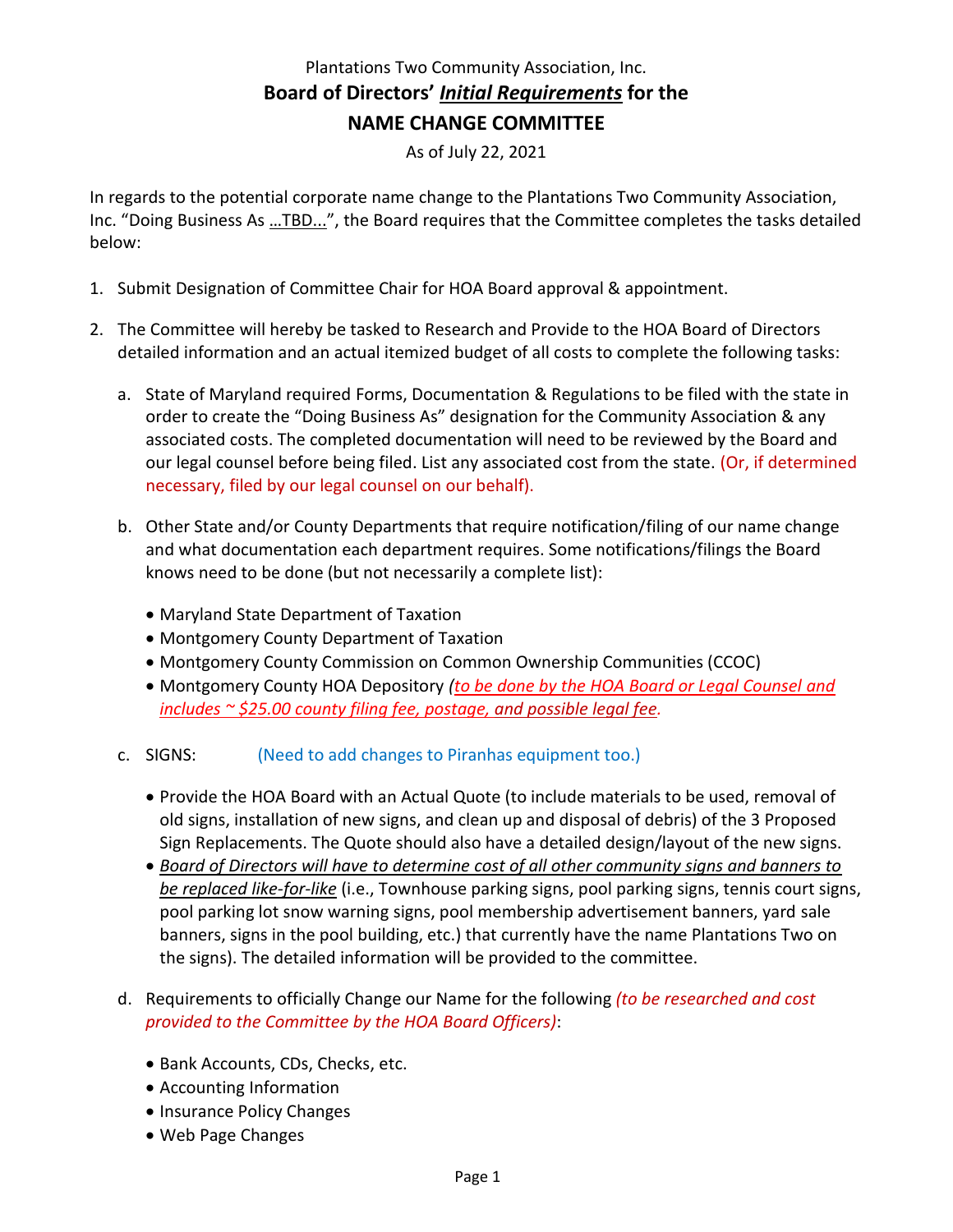Plantations Two Community Association, Inc.

# Board of Directors' ***Initial Requirements*** for the

# NAME CHANGE COMMITTEE

As of July 22, 2021

In regards to the potential corporate name change to the Plantations Two Community Association, Inc. "Doing Business As ...TBD...", the Board requires that the Committee completes the tasks detailed below:

1. Submit Designation of Committee Chair for HOA Board approval & appointment.

2. The Committee will hereby be tasked to Research and Provide to the HOA Board of Directors detailed information and an actual itemized budget of all costs to complete the following tasks:

   a. State of Maryland required Forms, Documentation & Regulations to be filed with the state in order to create the "Doing Business As" designation for the Community Association & any associated costs. The completed documentation will need to be reviewed by the Board and our legal counsel before being filed. List any associated cost from the state. (Or, if determined necessary, filed by our legal counsel on our behalf).

   b. Other State and/or County Departments that require notification/filing of our name change and what documentation each department requires. Some notifications/filings the Board knows need to be done (but not necessarily a complete list):

      - Maryland State Department of Taxation
      - Montgomery County Department of Taxation
      - Montgomery County Commission on Common Ownership Communities (CCOC)
      - Montgomery County HOA Depository *(to be done by the HOA Board or Legal Counsel and includes ~ $25.00 county filing fee, postage, and possible legal fee.*

   c. SIGNS: (Need to add changes to Piranhas equipment too.)

      - Provide the HOA Board with an Actual Quote (to include materials to be used, removal of old signs, installation of new signs, and clean up and disposal of debris) of the 3 Proposed Sign Replacements. The Quote should also have a detailed design/layout of the new signs.
      - *Board of Directors will have to determine cost of all other community signs and banners to be replaced like-for-like* (i.e., Townhouse parking signs, pool parking signs, tennis court signs, pool parking lot snow warning signs, pool membership advertisement banners, yard sale banners, signs in the pool building, etc.) that currently have the name Plantations Two on the signs). The detailed information will be provided to the committee.

   d. Requirements to officially Change our Name for the following *(to be researched and cost provided to the Committee by the HOA Board Officers)*:

      - Bank Accounts, CDs, Checks, etc.
      - Accounting Information
      - Insurance Policy Changes
      - Web Page Changes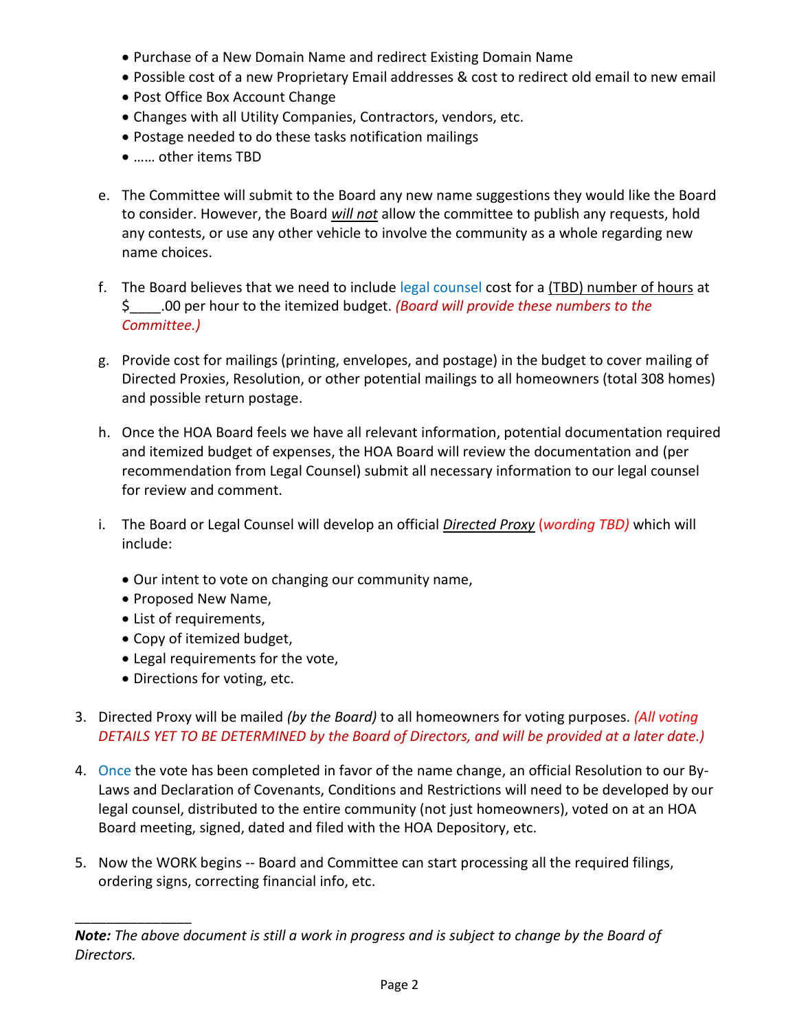- Purchase of a New Domain Name and redirect Existing Domain Name
- Possible cost of a new Proprietary Email addresses & cost to redirect old email to new email
- Post Office Box Account Change
- Changes with all Utility Companies, Contractors, vendors, etc.
- Postage needed to do these tasks notification mailings
- …… other items TBD

e. The Committee will submit to the Board any new name suggestions they would like the Board to consider. However, the Board ***will not*** allow the committee to publish any requests, hold any contests, or use any other vehicle to involve the community as a whole regarding new name choices.

f. The Board believes that we need to include legal counsel cost for a (TBD) number of hours at $____.00 per hour to the itemized budget. *(Board will provide these numbers to the Committee.)*

g. Provide cost for mailings (printing, envelopes, and postage) in the budget to cover mailing of Directed Proxies, Resolution, or other potential mailings to all homeowners (total 308 homes) and possible return postage.

h. Once the HOA Board feels we have all relevant information, potential documentation required and itemized budget of expenses, the HOA Board will review the documentation and (per recommendation from Legal Counsel) submit all necessary information to our legal counsel for review and comment.

i. The Board or Legal Counsel will develop an official ***Directed Proxy*** (*wording TBD)* which will include:

- Our intent to vote on changing our community name,
- Proposed New Name,
- List of requirements,
- Copy of itemized budget,
- Legal requirements for the vote,
- Directions for voting, etc.

3. Directed Proxy will be mailed *(by the Board)* to all homeowners for voting purposes. *(All voting DETAILS YET TO BE DETERMINED by the Board of Directors, and will be provided at a later date.)*

4. Once the vote has been completed in favor of the name change, an official Resolution to our By-Laws and Declaration of Covenants, Conditions and Restrictions will need to be developed by our legal counsel, distributed to the entire community (not just homeowners), voted on at an HOA Board meeting, signed, dated and filed with the HOA Depository, etc.

5. Now the WORK begins -- Board and Committee can start processing all the required filings, ordering signs, correcting financial info, etc.

_______________

***Note:*** *The above document is still a work in progress and is subject to change by the Board of Directors.*